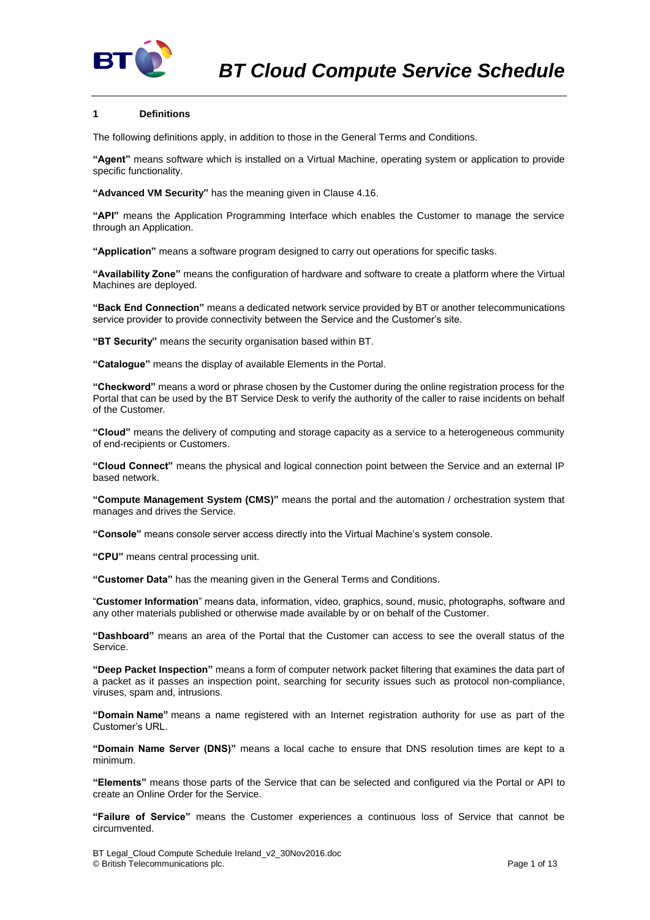# BT Cloud Compute Service Schedule

## 1 Definitions

The following definitions apply, in addition to those in the General Terms and Conditions.

**"Agent"** means software which is installed on a Virtual Machine, operating system or application to provide specific functionality.

**"Advanced VM Security"** has the meaning given in Clause 4.16.

**"API"** means the Application Programming Interface which enables the Customer to manage the service through an Application.

**"Application"** means a software program designed to carry out operations for specific tasks.

**"Availability Zone"** means the configuration of hardware and software to create a platform where the Virtual Machines are deployed.

**"Back End Connection"** means a dedicated network service provided by BT or another telecommunications service provider to provide connectivity between the Service and the Customer's site.

**"BT Security"** means the security organisation based within BT.

**"Catalogue"** means the display of available Elements in the Portal.

**"Checkword"** means a word or phrase chosen by the Customer during the online registration process for the Portal that can be used by the BT Service Desk to verify the authority of the caller to raise incidents on behalf of the Customer.

**"Cloud"** means the delivery of computing and storage capacity as a service to a heterogeneous community of end-recipients or Customers.

**"Cloud Connect"** means the physical and logical connection point between the Service and an external IP based network.

**"Compute Management System (CMS)"** means the portal and the automation / orchestration system that manages and drives the Service.

**"Console"** means console server access directly into the Virtual Machine's system console.

**"CPU"** means central processing unit.

**"Customer Data"** has the meaning given in the General Terms and Conditions.

"**Customer Information**" means data, information, video, graphics, sound, music, photographs, software and any other materials published or otherwise made available by or on behalf of the Customer.

**"Dashboard"** means an area of the Portal that the Customer can access to see the overall status of the Service.

**"Deep Packet Inspection"** means a form of computer network packet filtering that examines the data part of a packet as it passes an inspection point, searching for security issues such as protocol non-compliance, viruses, spam and, intrusions.

**"Domain Name"** means a name registered with an Internet registration authority for use as part of the Customer's URL.

**"Domain Name Server (DNS)"** means a local cache to ensure that DNS resolution times are kept to a minimum.

**"Elements"** means those parts of the Service that can be selected and configured via the Portal or API to create an Online Order for the Service.

**"Failure of Service"** means the Customer experiences a continuous loss of Service that cannot be circumvented.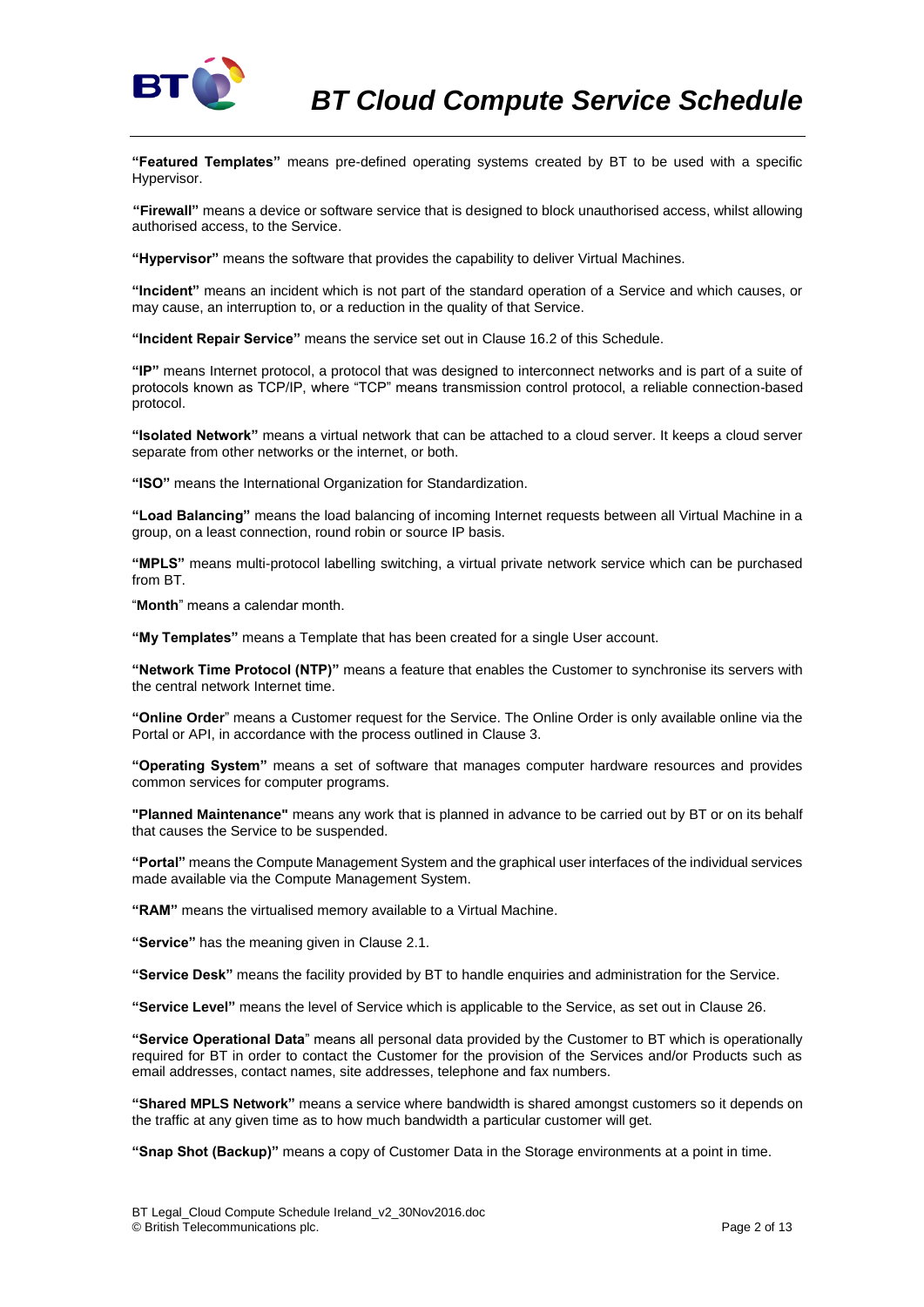**"Featured Templates"** means pre-defined operating systems created by BT to be used with a specific Hypervisor.

**"Firewall"** means a device or software service that is designed to block unauthorised access, whilst allowing authorised access, to the Service.

**"Hypervisor"** means the software that provides the capability to deliver Virtual Machines.

**"Incident"** means an incident which is not part of the standard operation of a Service and which causes, or may cause, an interruption to, or a reduction in the quality of that Service.

**"Incident Repair Service"** means the service set out in Clause 16.2 of this Schedule.

**"IP"** means Internet protocol, a protocol that was designed to interconnect networks and is part of a suite of protocols known as TCP/IP, where "TCP" means transmission control protocol, a reliable connection-based protocol.

**"Isolated Network"** means a virtual network that can be attached to a cloud server. It keeps a cloud server separate from other networks or the internet, or both.

**"ISO"** means the International Organization for Standardization.

**"Load Balancing"** means the load balancing of incoming Internet requests between all Virtual Machine in a group, on a least connection, round robin or source IP basis.

**"MPLS"** means multi-protocol labelling switching, a virtual private network service which can be purchased from BT.

"**Month**" means a calendar month.

**"My Templates"** means a Template that has been created for a single User account.

**"Network Time Protocol (NTP)"** means a feature that enables the Customer to synchronise its servers with the central network Internet time.

**"Online Order**" means a Customer request for the Service. The Online Order is only available online via the Portal or API, in accordance with the process outlined in Clause 3.

**"Operating System"** means a set of software that manages computer hardware resources and provides common services for computer programs.

**"Planned Maintenance"** means any work that is planned in advance to be carried out by BT or on its behalf that causes the Service to be suspended.

**"Portal"** means the Compute Management System and the graphical user interfaces of the individual services made available via the Compute Management System.

**"RAM"** means the virtualised memory available to a Virtual Machine.

**"Service"** has the meaning given in Clause 2.1.

**"Service Desk"** means the facility provided by BT to handle enquiries and administration for the Service.

**"Service Level"** means the level of Service which is applicable to the Service, as set out in Clause 26.

**"Service Operational Data**" means all personal data provided by the Customer to BT which is operationally required for BT in order to contact the Customer for the provision of the Services and/or Products such as email addresses, contact names, site addresses, telephone and fax numbers.

**"Shared MPLS Network"** means a service where bandwidth is shared amongst customers so it depends on the traffic at any given time as to how much bandwidth a particular customer will get.

**"Snap Shot (Backup)"** means a copy of Customer Data in the Storage environments at a point in time.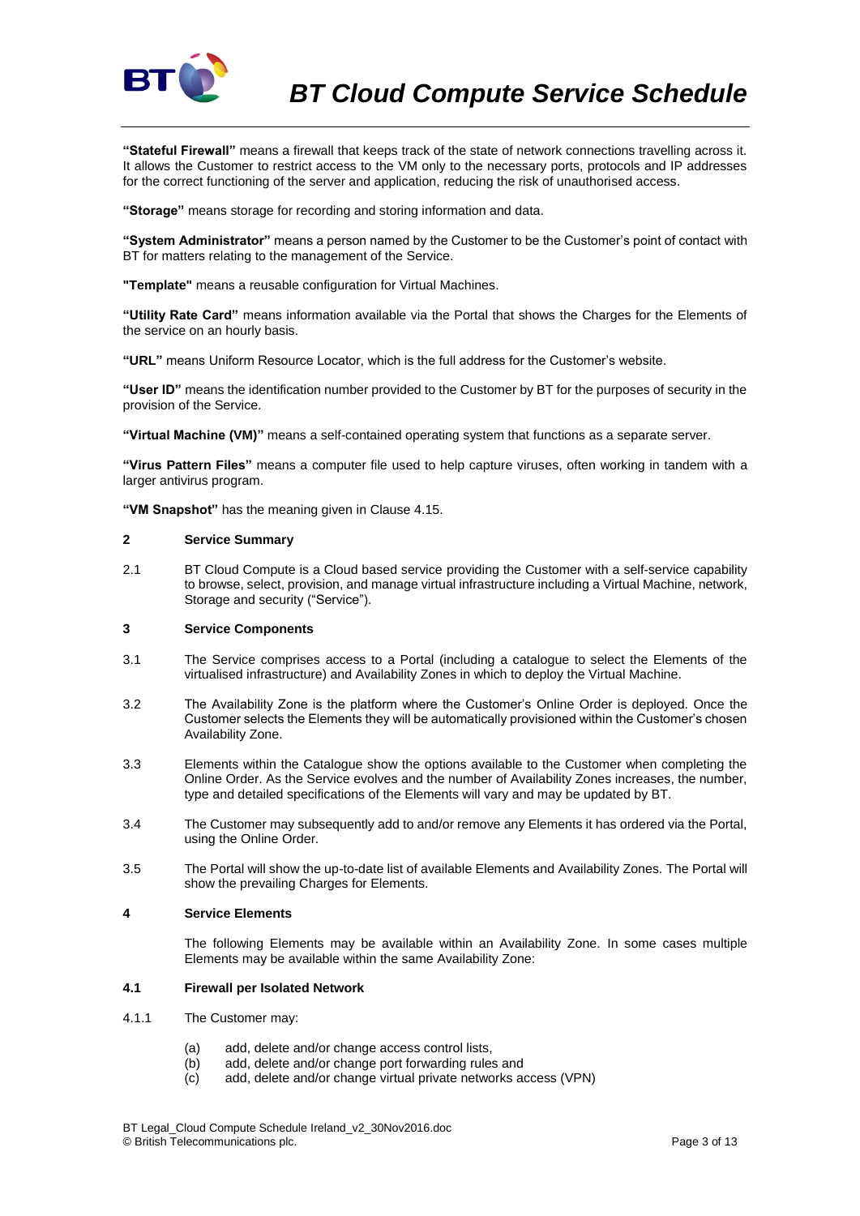**"Stateful Firewall"** means a firewall that keeps track of the state of network connections travelling across it. It allows the Customer to restrict access to the VM only to the necessary ports, protocols and IP addresses for the correct functioning of the server and application, reducing the risk of unauthorised access.

**"Storage"** means storage for recording and storing information and data.

**"System Administrator"** means a person named by the Customer to be the Customer's point of contact with BT for matters relating to the management of the Service.

**"Template"** means a reusable configuration for Virtual Machines.

**"Utility Rate Card"** means information available via the Portal that shows the Charges for the Elements of the service on an hourly basis.

**"URL"** means Uniform Resource Locator, which is the full address for the Customer's website.

**"User ID"** means the identification number provided to the Customer by BT for the purposes of security in the provision of the Service.

**"Virtual Machine (VM)"** means a self-contained operating system that functions as a separate server.

**"Virus Pattern Files"** means a computer file used to help capture viruses, often working in tandem with a larger antivirus program.

**"VM Snapshot"** has the meaning given in Clause 4.15.

## 2 Service Summary

2.1 BT Cloud Compute is a Cloud based service providing the Customer with a self-service capability to browse, select, provision, and manage virtual infrastructure including a Virtual Machine, network, Storage and security ("Service").

## 3 Service Components

3.1 The Service comprises access to a Portal (including a catalogue to select the Elements of the virtualised infrastructure) and Availability Zones in which to deploy the Virtual Machine.

3.2 The Availability Zone is the platform where the Customer's Online Order is deployed. Once the Customer selects the Elements they will be automatically provisioned within the Customer's chosen Availability Zone.

3.3 Elements within the Catalogue show the options available to the Customer when completing the Online Order. As the Service evolves and the number of Availability Zones increases, the number, type and detailed specifications of the Elements will vary and may be updated by BT.

3.4 The Customer may subsequently add to and/or remove any Elements it has ordered via the Portal, using the Online Order.

3.5 The Portal will show the up-to-date list of available Elements and Availability Zones. The Portal will show the prevailing Charges for Elements.

## 4 Service Elements

The following Elements may be available within an Availability Zone. In some cases multiple Elements may be available within the same Availability Zone:

### 4.1 Firewall per Isolated Network

4.1.1 The Customer may:

(a) add, delete and/or change access control lists,
(b) add, delete and/or change port forwarding rules and
(c) add, delete and/or change virtual private networks access (VPN)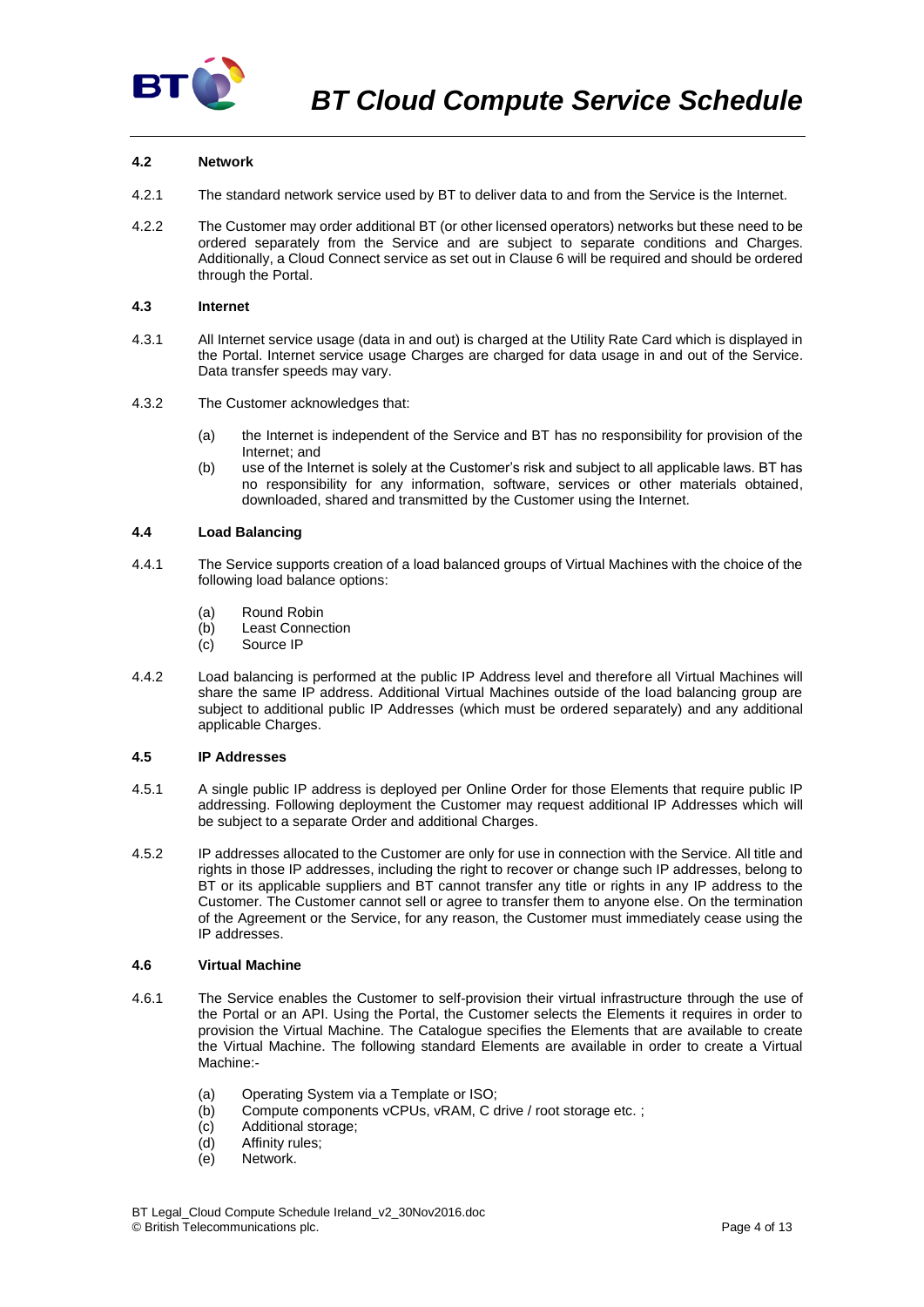### 4.2 Network

4.2.1 The standard network service used by BT to deliver data to and from the Service is the Internet.

4.2.2 The Customer may order additional BT (or other licensed operators) networks but these need to be ordered separately from the Service and are subject to separate conditions and Charges. Additionally, a Cloud Connect service as set out in Clause 6 will be required and should be ordered through the Portal.

### 4.3 Internet

4.3.1 All Internet service usage (data in and out) is charged at the Utility Rate Card which is displayed in the Portal. Internet service usage Charges are charged for data usage in and out of the Service. Data transfer speeds may vary.

4.3.2 The Customer acknowledges that:

(a) the Internet is independent of the Service and BT has no responsibility for provision of the Internet; and

(b) use of the Internet is solely at the Customer's risk and subject to all applicable laws. BT has no responsibility for any information, software, services or other materials obtained, downloaded, shared and transmitted by the Customer using the Internet.

### 4.4 Load Balancing

4.4.1 The Service supports creation of a load balanced groups of Virtual Machines with the choice of the following load balance options:

(a) Round Robin
(b) Least Connection
(c) Source IP

4.4.2 Load balancing is performed at the public IP Address level and therefore all Virtual Machines will share the same IP address. Additional Virtual Machines outside of the load balancing group are subject to additional public IP Addresses (which must be ordered separately) and any additional applicable Charges.

### 4.5 IP Addresses

4.5.1 A single public IP address is deployed per Online Order for those Elements that require public IP addressing. Following deployment the Customer may request additional IP Addresses which will be subject to a separate Order and additional Charges.

4.5.2 IP addresses allocated to the Customer are only for use in connection with the Service. All title and rights in those IP addresses, including the right to recover or change such IP addresses, belong to BT or its applicable suppliers and BT cannot transfer any title or rights in any IP address to the Customer. The Customer cannot sell or agree to transfer them to anyone else. On the termination of the Agreement or the Service, for any reason, the Customer must immediately cease using the IP addresses.

### 4.6 Virtual Machine

4.6.1 The Service enables the Customer to self-provision their virtual infrastructure through the use of the Portal or an API. Using the Portal, the Customer selects the Elements it requires in order to provision the Virtual Machine. The Catalogue specifies the Elements that are available to create the Virtual Machine. The following standard Elements are available in order to create a Virtual Machine:-

(a) Operating System via a Template or ISO;
(b) Compute components vCPUs, vRAM, C drive / root storage etc. ;
(c) Additional storage;
(d) Affinity rules;
(e) Network.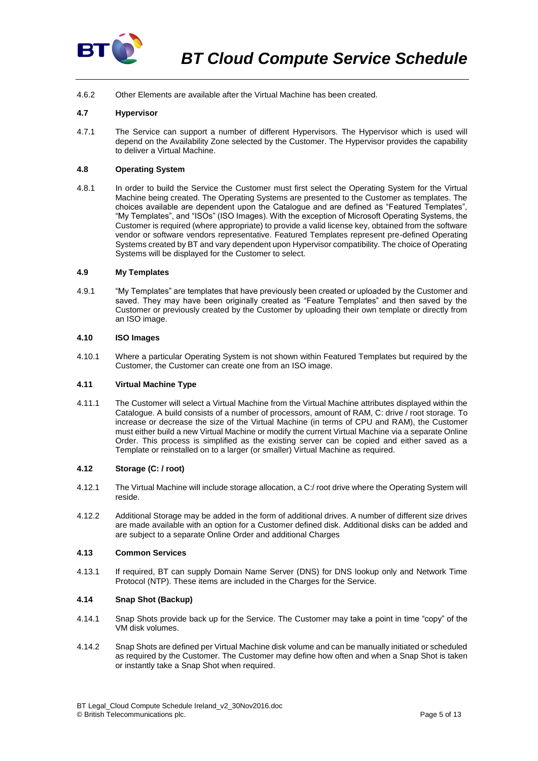4.6.2 Other Elements are available after the Virtual Machine has been created.

**4.7 Hypervisor**

4.7.1 The Service can support a number of different Hypervisors. The Hypervisor which is used will depend on the Availability Zone selected by the Customer. The Hypervisor provides the capability to deliver a Virtual Machine.

**4.8 Operating System**

4.8.1 In order to build the Service the Customer must first select the Operating System for the Virtual Machine being created. The Operating Systems are presented to the Customer as templates. The choices available are dependent upon the Catalogue and are defined as "Featured Templates", "My Templates", and "ISOs" (ISO Images). With the exception of Microsoft Operating Systems, the Customer is required (where appropriate) to provide a valid license key, obtained from the software vendor or software vendors representative. Featured Templates represent pre-defined Operating Systems created by BT and vary dependent upon Hypervisor compatibility. The choice of Operating Systems will be displayed for the Customer to select.

**4.9 My Templates**

4.9.1 "My Templates" are templates that have previously been created or uploaded by the Customer and saved. They may have been originally created as "Feature Templates" and then saved by the Customer or previously created by the Customer by uploading their own template or directly from an ISO image.

**4.10 ISO Images**

4.10.1 Where a particular Operating System is not shown within Featured Templates but required by the Customer, the Customer can create one from an ISO image.

**4.11 Virtual Machine Type**

4.11.1 The Customer will select a Virtual Machine from the Virtual Machine attributes displayed within the Catalogue. A build consists of a number of processors, amount of RAM, C: drive / root storage. To increase or decrease the size of the Virtual Machine (in terms of CPU and RAM), the Customer must either build a new Virtual Machine or modify the current Virtual Machine via a separate Online Order. This process is simplified as the existing server can be copied and either saved as a Template or reinstalled on to a larger (or smaller) Virtual Machine as required.

**4.12 Storage (C: / root)**

4.12.1 The Virtual Machine will include storage allocation, a C:/ root drive where the Operating System will reside.

4.12.2 Additional Storage may be added in the form of additional drives. A number of different size drives are made available with an option for a Customer defined disk. Additional disks can be added and are subject to a separate Online Order and additional Charges

**4.13 Common Services**

4.13.1 If required, BT can supply Domain Name Server (DNS) for DNS lookup only and Network Time Protocol (NTP). These items are included in the Charges for the Service.

**4.14 Snap Shot (Backup)**

4.14.1 Snap Shots provide back up for the Service. The Customer may take a point in time "copy" of the VM disk volumes.

4.14.2 Snap Shots are defined per Virtual Machine disk volume and can be manually initiated or scheduled as required by the Customer. The Customer may define how often and when a Snap Shot is taken or instantly take a Snap Shot when required.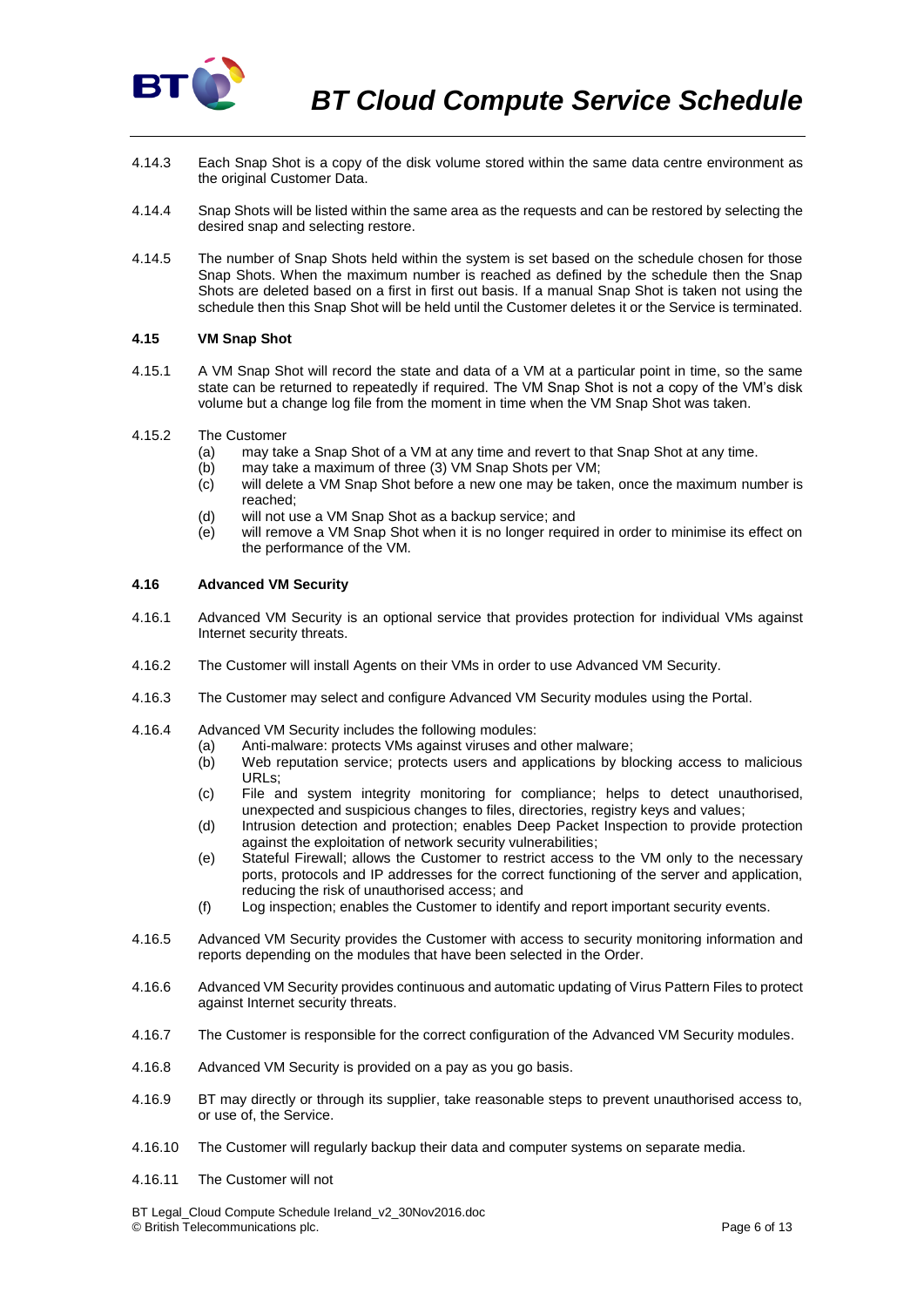4.14.3 Each Snap Shot is a copy of the disk volume stored within the same data centre environment as the original Customer Data.

4.14.4 Snap Shots will be listed within the same area as the requests and can be restored by selecting the desired snap and selecting restore.

4.14.5 The number of Snap Shots held within the system is set based on the schedule chosen for those Snap Shots. When the maximum number is reached as defined by the schedule then the Snap Shots are deleted based on a first in first out basis. If a manual Snap Shot is taken not using the schedule then this Snap Shot will be held until the Customer deletes it or the Service is terminated.

**4.15 VM Snap Shot**

4.15.1 A VM Snap Shot will record the state and data of a VM at a particular point in time, so the same state can be returned to repeatedly if required. The VM Snap Shot is not a copy of the VM's disk volume but a change log file from the moment in time when the VM Snap Shot was taken.

4.15.2 The Customer

- (a) may take a Snap Shot of a VM at any time and revert to that Snap Shot at any time.
- (b) may take a maximum of three (3) VM Snap Shots per VM;
- (c) will delete a VM Snap Shot before a new one may be taken, once the maximum number is reached;
- (d) will not use a VM Snap Shot as a backup service; and
- (e) will remove a VM Snap Shot when it is no longer required in order to minimise its effect on the performance of the VM.

**4.16 Advanced VM Security**

4.16.1 Advanced VM Security is an optional service that provides protection for individual VMs against Internet security threats.

4.16.2 The Customer will install Agents on their VMs in order to use Advanced VM Security.

4.16.3 The Customer may select and configure Advanced VM Security modules using the Portal.

4.16.4 Advanced VM Security includes the following modules:

- (a) Anti-malware: protects VMs against viruses and other malware;
- (b) Web reputation service; protects users and applications by blocking access to malicious URLs;
- (c) File and system integrity monitoring for compliance; helps to detect unauthorised, unexpected and suspicious changes to files, directories, registry keys and values;
- (d) Intrusion detection and protection; enables Deep Packet Inspection to provide protection against the exploitation of network security vulnerabilities;
- (e) Stateful Firewall; allows the Customer to restrict access to the VM only to the necessary ports, protocols and IP addresses for the correct functioning of the server and application, reducing the risk of unauthorised access; and
- (f) Log inspection; enables the Customer to identify and report important security events.

4.16.5 Advanced VM Security provides the Customer with access to security monitoring information and reports depending on the modules that have been selected in the Order.

4.16.6 Advanced VM Security provides continuous and automatic updating of Virus Pattern Files to protect against Internet security threats.

4.16.7 The Customer is responsible for the correct configuration of the Advanced VM Security modules.

4.16.8 Advanced VM Security is provided on a pay as you go basis.

4.16.9 BT may directly or through its supplier, take reasonable steps to prevent unauthorised access to, or use of, the Service.

4.16.10 The Customer will regularly backup their data and computer systems on separate media.

4.16.11 The Customer will not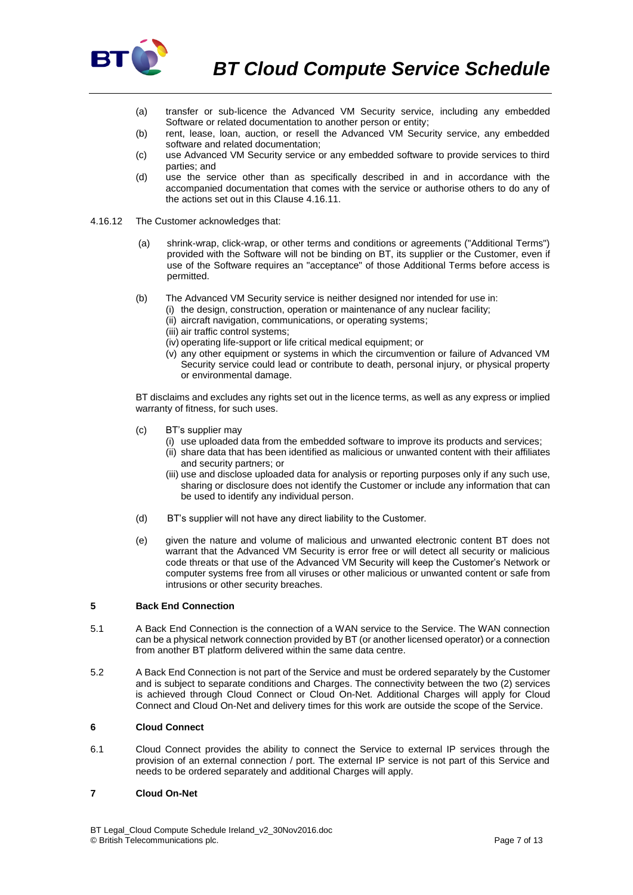(a) transfer or sub-licence the Advanced VM Security service, including any embedded Software or related documentation to another person or entity;

(b) rent, lease, loan, auction, or resell the Advanced VM Security service, any embedded software and related documentation;

(c) use Advanced VM Security service or any embedded software to provide services to third parties; and

(d) use the service other than as specifically described in and in accordance with the accompanied documentation that comes with the service or authorise others to do any of the actions set out in this Clause 4.16.11.

4.16.12 The Customer acknowledges that:

(a) shrink-wrap, click-wrap, or other terms and conditions or agreements ("Additional Terms") provided with the Software will not be binding on BT, its supplier or the Customer, even if use of the Software requires an "acceptance" of those Additional Terms before access is permitted.

(b) The Advanced VM Security service is neither designed nor intended for use in:

   (i) the design, construction, operation or maintenance of any nuclear facility;

   (ii) aircraft navigation, communications, or operating systems;

   (iii) air traffic control systems;

   (iv) operating life-support or life critical medical equipment; or

   (v) any other equipment or systems in which the circumvention or failure of Advanced VM Security service could lead or contribute to death, personal injury, or physical property or environmental damage.

BT disclaims and excludes any rights set out in the licence terms, as well as any express or implied warranty of fitness, for such uses.

(c) BT's supplier may

   (i) use uploaded data from the embedded software to improve its products and services;

   (ii) share data that has been identified as malicious or unwanted content with their affiliates and security partners; or

   (iii) use and disclose uploaded data for analysis or reporting purposes only if any such use, sharing or disclosure does not identify the Customer or include any information that can be used to identify any individual person.

(d) BT's supplier will not have any direct liability to the Customer.

(e) given the nature and volume of malicious and unwanted electronic content BT does not warrant that the Advanced VM Security is error free or will detect all security or malicious code threats or that use of the Advanced VM Security will keep the Customer's Network or computer systems free from all viruses or other malicious or unwanted content or safe from intrusions or other security breaches.

## 5 Back End Connection

5.1 A Back End Connection is the connection of a WAN service to the Service. The WAN connection can be a physical network connection provided by BT (or another licensed operator) or a connection from another BT platform delivered within the same data centre.

5.2 A Back End Connection is not part of the Service and must be ordered separately by the Customer and is subject to separate conditions and Charges. The connectivity between the two (2) services is achieved through Cloud Connect or Cloud On-Net. Additional Charges will apply for Cloud Connect and Cloud On-Net and delivery times for this work are outside the scope of the Service.

## 6 Cloud Connect

6.1 Cloud Connect provides the ability to connect the Service to external IP services through the provision of an external connection / port. The external IP service is not part of this Service and needs to be ordered separately and additional Charges will apply.

## 7 Cloud On-Net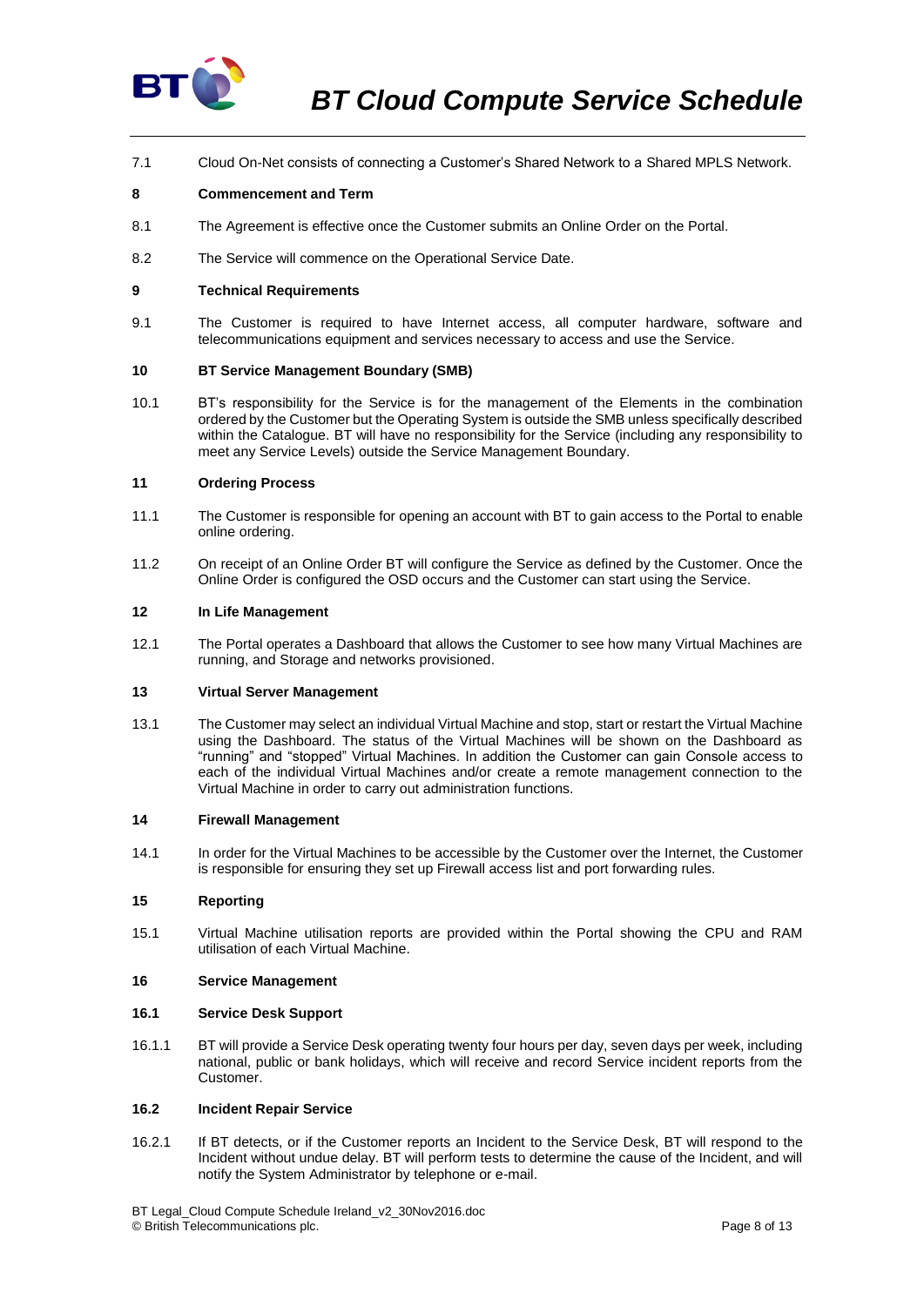7.1 Cloud On-Net consists of connecting a Customer's Shared Network to a Shared MPLS Network.

## 8 Commencement and Term

8.1 The Agreement is effective once the Customer submits an Online Order on the Portal.

8.2 The Service will commence on the Operational Service Date.

## 9 Technical Requirements

9.1 The Customer is required to have Internet access, all computer hardware, software and telecommunications equipment and services necessary to access and use the Service.

## 10 BT Service Management Boundary (SMB)

10.1 BT's responsibility for the Service is for the management of the Elements in the combination ordered by the Customer but the Operating System is outside the SMB unless specifically described within the Catalogue. BT will have no responsibility for the Service (including any responsibility to meet any Service Levels) outside the Service Management Boundary.

## 11 Ordering Process

11.1 The Customer is responsible for opening an account with BT to gain access to the Portal to enable online ordering.

11.2 On receipt of an Online Order BT will configure the Service as defined by the Customer. Once the Online Order is configured the OSD occurs and the Customer can start using the Service.

## 12 In Life Management

12.1 The Portal operates a Dashboard that allows the Customer to see how many Virtual Machines are running, and Storage and networks provisioned.

## 13 Virtual Server Management

13.1 The Customer may select an individual Virtual Machine and stop, start or restart the Virtual Machine using the Dashboard. The status of the Virtual Machines will be shown on the Dashboard as "running" and "stopped" Virtual Machines. In addition the Customer can gain Console access to each of the individual Virtual Machines and/or create a remote management connection to the Virtual Machine in order to carry out administration functions.

## 14 Firewall Management

14.1 In order for the Virtual Machines to be accessible by the Customer over the Internet, the Customer is responsible for ensuring they set up Firewall access list and port forwarding rules.

## 15 Reporting

15.1 Virtual Machine utilisation reports are provided within the Portal showing the CPU and RAM utilisation of each Virtual Machine.

## 16 Service Management

### 16.1 Service Desk Support

16.1.1 BT will provide a Service Desk operating twenty four hours per day, seven days per week, including national, public or bank holidays, which will receive and record Service incident reports from the Customer.

### 16.2 Incident Repair Service

16.2.1 If BT detects, or if the Customer reports an Incident to the Service Desk, BT will respond to the Incident without undue delay. BT will perform tests to determine the cause of the Incident, and will notify the System Administrator by telephone or e-mail.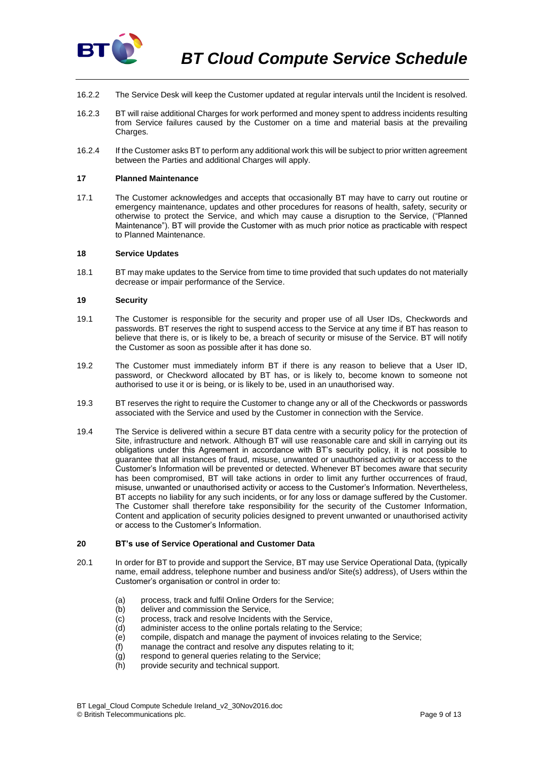16.2.2 The Service Desk will keep the Customer updated at regular intervals until the Incident is resolved.

16.2.3 BT will raise additional Charges for work performed and money spent to address incidents resulting from Service failures caused by the Customer on a time and material basis at the prevailing Charges.

16.2.4 If the Customer asks BT to perform any additional work this will be subject to prior written agreement between the Parties and additional Charges will apply.

## 17 Planned Maintenance

17.1 The Customer acknowledges and accepts that occasionally BT may have to carry out routine or emergency maintenance, updates and other procedures for reasons of health, safety, security or otherwise to protect the Service, and which may cause a disruption to the Service, ("Planned Maintenance"). BT will provide the Customer with as much prior notice as practicable with respect to Planned Maintenance.

## 18 Service Updates

18.1 BT may make updates to the Service from time to time provided that such updates do not materially decrease or impair performance of the Service.

## 19 Security

19.1 The Customer is responsible for the security and proper use of all User IDs, Checkwords and passwords. BT reserves the right to suspend access to the Service at any time if BT has reason to believe that there is, or is likely to be, a breach of security or misuse of the Service. BT will notify the Customer as soon as possible after it has done so.

19.2 The Customer must immediately inform BT if there is any reason to believe that a User ID, password, or Checkword allocated by BT has, or is likely to, become known to someone not authorised to use it or is being, or is likely to be, used in an unauthorised way.

19.3 BT reserves the right to require the Customer to change any or all of the Checkwords or passwords associated with the Service and used by the Customer in connection with the Service.

19.4 The Service is delivered within a secure BT data centre with a security policy for the protection of Site, infrastructure and network. Although BT will use reasonable care and skill in carrying out its obligations under this Agreement in accordance with BT's security policy, it is not possible to guarantee that all instances of fraud, misuse, unwanted or unauthorised activity or access to the Customer's Information will be prevented or detected. Whenever BT becomes aware that security has been compromised, BT will take actions in order to limit any further occurrences of fraud, misuse, unwanted or unauthorised activity or access to the Customer's Information. Nevertheless, BT accepts no liability for any such incidents, or for any loss or damage suffered by the Customer. The Customer shall therefore take responsibility for the security of the Customer Information, Content and application of security policies designed to prevent unwanted or unauthorised activity or access to the Customer's Information.

## 20 BT's use of Service Operational and Customer Data

20.1 In order for BT to provide and support the Service, BT may use Service Operational Data, (typically name, email address, telephone number and business and/or Site(s) address), of Users within the Customer's organisation or control in order to:

- (a) process, track and fulfil Online Orders for the Service;
- (b) deliver and commission the Service,
- (c) process, track and resolve Incidents with the Service,
- (d) administer access to the online portals relating to the Service;
- (e) compile, dispatch and manage the payment of invoices relating to the Service;
- (f) manage the contract and resolve any disputes relating to it;
- (g) respond to general queries relating to the Service;
- (h) provide security and technical support.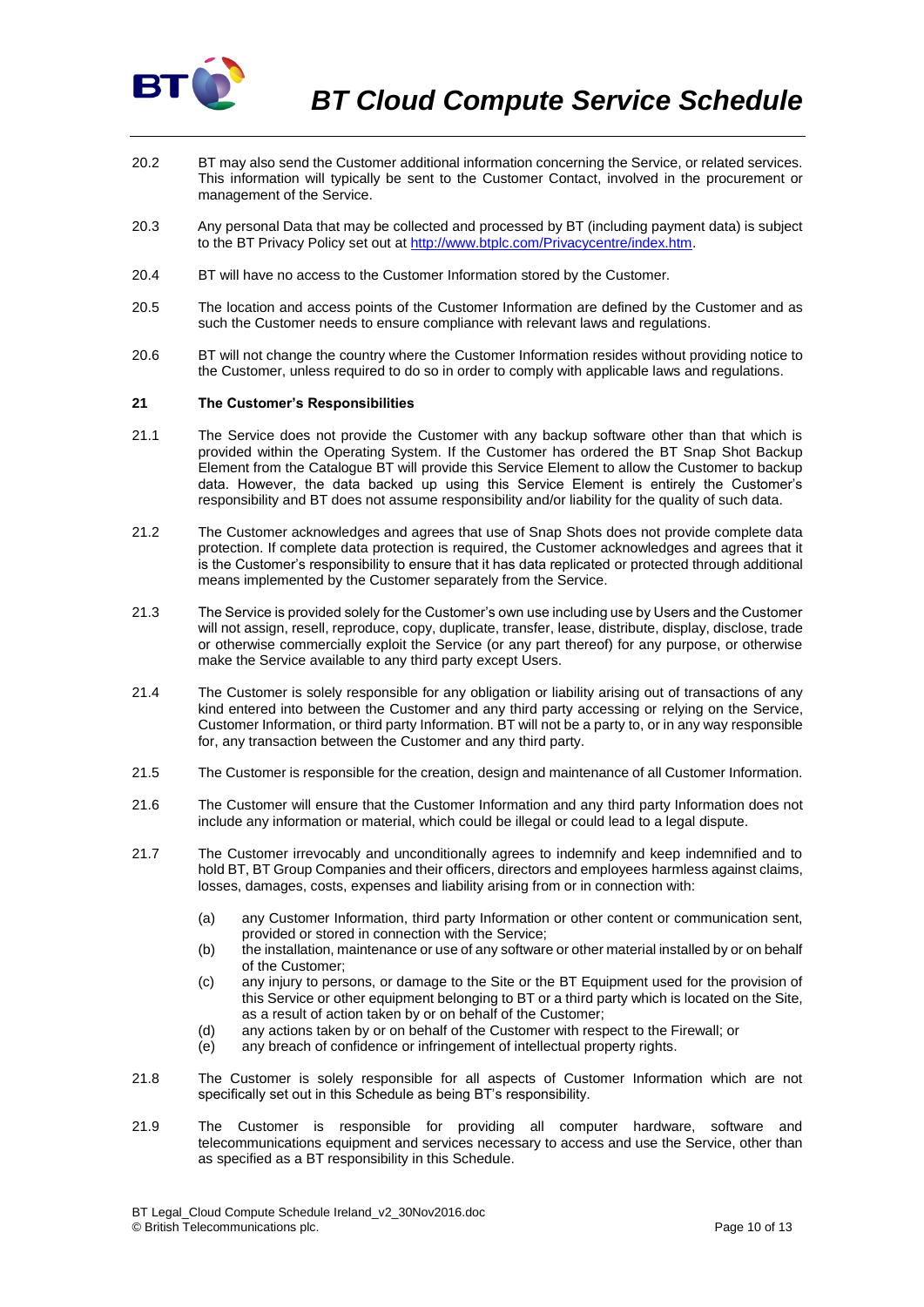20.2 BT may also send the Customer additional information concerning the Service, or related services. This information will typically be sent to the Customer Contact, involved in the procurement or management of the Service.

20.3 Any personal Data that may be collected and processed by BT (including payment data) is subject to the BT Privacy Policy set out at [http://www.btplc.com/Privacycentre/index.htm](http://www.btplc.com/Privacycentre/index.htm).

20.4 BT will have no access to the Customer Information stored by the Customer.

20.5 The location and access points of the Customer Information are defined by the Customer and as such the Customer needs to ensure compliance with relevant laws and regulations.

20.6 BT will not change the country where the Customer Information resides without providing notice to the Customer, unless required to do so in order to comply with applicable laws and regulations.

## 21 The Customer's Responsibilities

21.1 The Service does not provide the Customer with any backup software other than that which is provided within the Operating System. If the Customer has ordered the BT Snap Shot Backup Element from the Catalogue BT will provide this Service Element to allow the Customer to backup data. However, the data backed up using this Service Element is entirely the Customer's responsibility and BT does not assume responsibility and/or liability for the quality of such data.

21.2 The Customer acknowledges and agrees that use of Snap Shots does not provide complete data protection. If complete data protection is required, the Customer acknowledges and agrees that it is the Customer's responsibility to ensure that it has data replicated or protected through additional means implemented by the Customer separately from the Service.

21.3 The Service is provided solely for the Customer's own use including use by Users and the Customer will not assign, resell, reproduce, copy, duplicate, transfer, lease, distribute, display, disclose, trade or otherwise commercially exploit the Service (or any part thereof) for any purpose, or otherwise make the Service available to any third party except Users.

21.4 The Customer is solely responsible for any obligation or liability arising out of transactions of any kind entered into between the Customer and any third party accessing or relying on the Service, Customer Information, or third party Information. BT will not be a party to, or in any way responsible for, any transaction between the Customer and any third party.

21.5 The Customer is responsible for the creation, design and maintenance of all Customer Information.

21.6 The Customer will ensure that the Customer Information and any third party Information does not include any information or material, which could be illegal or could lead to a legal dispute.

21.7 The Customer irrevocably and unconditionally agrees to indemnify and keep indemnified and to hold BT, BT Group Companies and their officers, directors and employees harmless against claims, losses, damages, costs, expenses and liability arising from or in connection with:

(a) any Customer Information, third party Information or other content or communication sent, provided or stored in connection with the Service;
(b) the installation, maintenance or use of any software or other material installed by or on behalf of the Customer;
(c) any injury to persons, or damage to the Site or the BT Equipment used for the provision of this Service or other equipment belonging to BT or a third party which is located on the Site, as a result of action taken by or on behalf of the Customer;
(d) any actions taken by or on behalf of the Customer with respect to the Firewall; or
(e) any breach of confidence or infringement of intellectual property rights.

21.8 The Customer is solely responsible for all aspects of Customer Information which are not specifically set out in this Schedule as being BT's responsibility.

21.9 The Customer is responsible for providing all computer hardware, software and telecommunications equipment and services necessary to access and use the Service, other than as specified as a BT responsibility in this Schedule.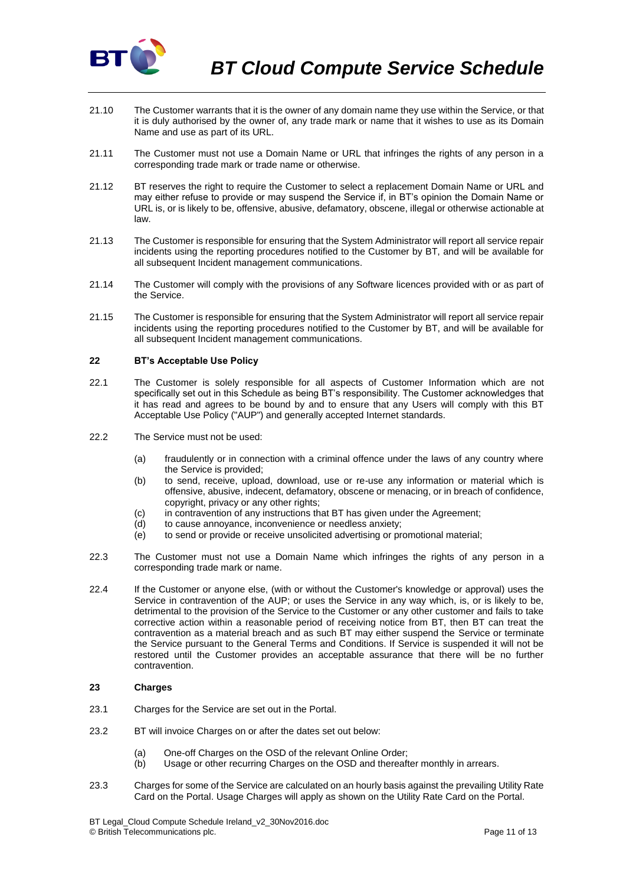21.10 The Customer warrants that it is the owner of any domain name they use within the Service, or that it is duly authorised by the owner of, any trade mark or name that it wishes to use as its Domain Name and use as part of its URL.

21.11 The Customer must not use a Domain Name or URL that infringes the rights of any person in a corresponding trade mark or trade name or otherwise.

21.12 BT reserves the right to require the Customer to select a replacement Domain Name or URL and may either refuse to provide or may suspend the Service if, in BT's opinion the Domain Name or URL is, or is likely to be, offensive, abusive, defamatory, obscene, illegal or otherwise actionable at law.

21.13 The Customer is responsible for ensuring that the System Administrator will report all service repair incidents using the reporting procedures notified to the Customer by BT, and will be available for all subsequent Incident management communications.

21.14 The Customer will comply with the provisions of any Software licences provided with or as part of the Service.

21.15 The Customer is responsible for ensuring that the System Administrator will report all service repair incidents using the reporting procedures notified to the Customer by BT, and will be available for all subsequent Incident management communications.

## 22 BT's Acceptable Use Policy

22.1 The Customer is solely responsible for all aspects of Customer Information which are not specifically set out in this Schedule as being BT's responsibility. The Customer acknowledges that it has read and agrees to be bound by and to ensure that any Users will comply with this BT Acceptable Use Policy ("AUP") and generally accepted Internet standards.

22.2 The Service must not be used:

(a) fraudulently or in connection with a criminal offence under the laws of any country where the Service is provided;
(b) to send, receive, upload, download, use or re-use any information or material which is offensive, abusive, indecent, defamatory, obscene or menacing, or in breach of confidence, copyright, privacy or any other rights;
(c) in contravention of any instructions that BT has given under the Agreement;
(d) to cause annoyance, inconvenience or needless anxiety;
(e) to send or provide or receive unsolicited advertising or promotional material;

22.3 The Customer must not use a Domain Name which infringes the rights of any person in a corresponding trade mark or name.

22.4 If the Customer or anyone else, (with or without the Customer's knowledge or approval) uses the Service in contravention of the AUP; or uses the Service in any way which, is, or is likely to be, detrimental to the provision of the Service to the Customer or any other customer and fails to take corrective action within a reasonable period of receiving notice from BT, then BT can treat the contravention as a material breach and as such BT may either suspend the Service or terminate the Service pursuant to the General Terms and Conditions. If Service is suspended it will not be restored until the Customer provides an acceptable assurance that there will be no further contravention.

## 23 Charges

23.1 Charges for the Service are set out in the Portal.

23.2 BT will invoice Charges on or after the dates set out below:

(a) One-off Charges on the OSD of the relevant Online Order;
(b) Usage or other recurring Charges on the OSD and thereafter monthly in arrears.

23.3 Charges for some of the Service are calculated on an hourly basis against the prevailing Utility Rate Card on the Portal. Usage Charges will apply as shown on the Utility Rate Card on the Portal.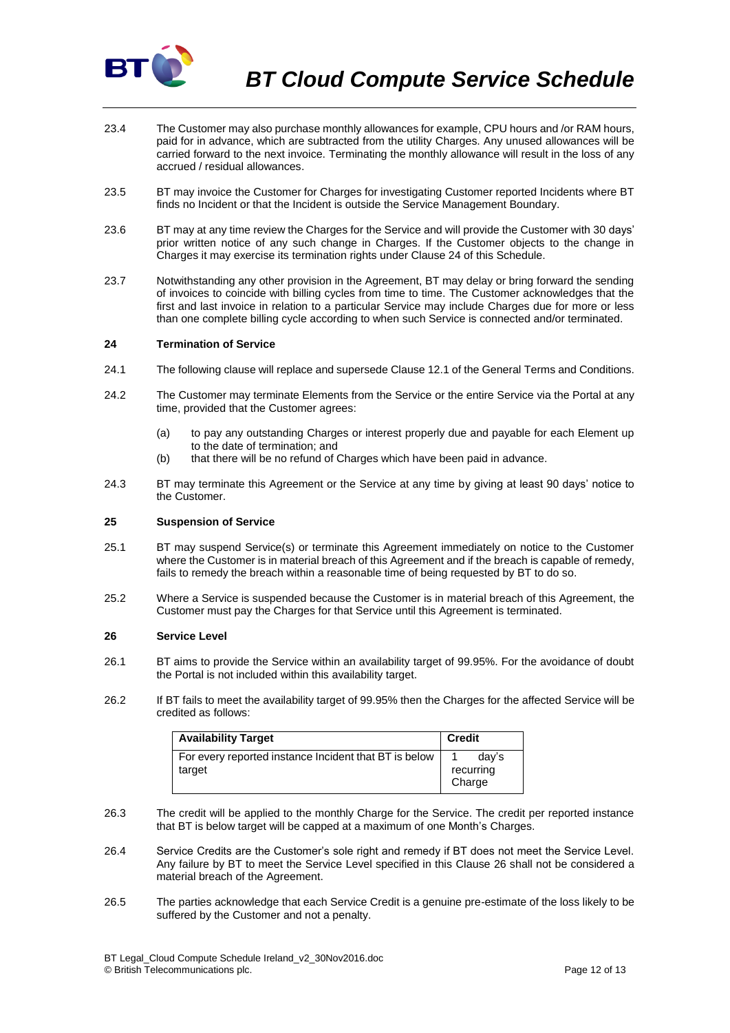23.4 The Customer may also purchase monthly allowances for example, CPU hours and /or RAM hours, paid for in advance, which are subtracted from the utility Charges. Any unused allowances will be carried forward to the next invoice. Terminating the monthly allowance will result in the loss of any accrued / residual allowances.

23.5 BT may invoice the Customer for Charges for investigating Customer reported Incidents where BT finds no Incident or that the Incident is outside the Service Management Boundary.

23.6 BT may at any time review the Charges for the Service and will provide the Customer with 30 days' prior written notice of any such change in Charges. If the Customer objects to the change in Charges it may exercise its termination rights under Clause 24 of this Schedule.

23.7 Notwithstanding any other provision in the Agreement, BT may delay or bring forward the sending of invoices to coincide with billing cycles from time to time. The Customer acknowledges that the first and last invoice in relation to a particular Service may include Charges due for more or less than one complete billing cycle according to when such Service is connected and/or terminated.

## 24 Termination of Service

24.1 The following clause will replace and supersede Clause 12.1 of the General Terms and Conditions.

24.2 The Customer may terminate Elements from the Service or the entire Service via the Portal at any time, provided that the Customer agrees:

(a) to pay any outstanding Charges or interest properly due and payable for each Element up to the date of termination; and
(b) that there will be no refund of Charges which have been paid in advance.

24.3 BT may terminate this Agreement or the Service at any time by giving at least 90 days' notice to the Customer.

## 25 Suspension of Service

25.1 BT may suspend Service(s) or terminate this Agreement immediately on notice to the Customer where the Customer is in material breach of this Agreement and if the breach is capable of remedy, fails to remedy the breach within a reasonable time of being requested by BT to do so.

25.2 Where a Service is suspended because the Customer is in material breach of this Agreement, the Customer must pay the Charges for that Service until this Agreement is terminated.

## 26 Service Level

26.1 BT aims to provide the Service within an availability target of 99.95%. For the avoidance of doubt the Portal is not included within this availability target.

26.2 If BT fails to meet the availability target of 99.95% then the Charges for the affected Service will be credited as follows:

| Availability Target | Credit |
|---|---|
| For every reported instance Incident that BT is below target | 1 day's recurring Charge |

26.3 The credit will be applied to the monthly Charge for the Service. The credit per reported instance that BT is below target will be capped at a maximum of one Month's Charges.

26.4 Service Credits are the Customer's sole right and remedy if BT does not meet the Service Level. Any failure by BT to meet the Service Level specified in this Clause 26 shall not be considered a material breach of the Agreement.

26.5 The parties acknowledge that each Service Credit is a genuine pre-estimate of the loss likely to be suffered by the Customer and not a penalty.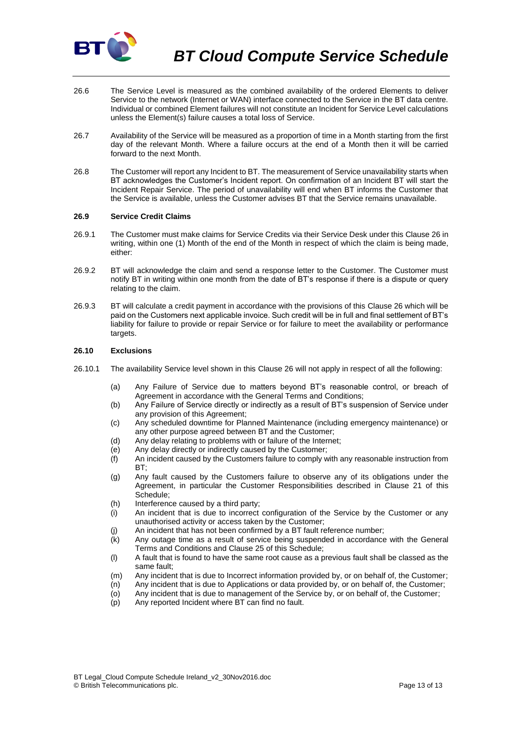26.6 The Service Level is measured as the combined availability of the ordered Elements to deliver Service to the network (Internet or WAN) interface connected to the Service in the BT data centre. Individual or combined Element failures will not constitute an Incident for Service Level calculations unless the Element(s) failure causes a total loss of Service.

26.7 Availability of the Service will be measured as a proportion of time in a Month starting from the first day of the relevant Month. Where a failure occurs at the end of a Month then it will be carried forward to the next Month.

26.8 The Customer will report any Incident to BT. The measurement of Service unavailability starts when BT acknowledges the Customer's Incident report. On confirmation of an Incident BT will start the Incident Repair Service. The period of unavailability will end when BT informs the Customer that the Service is available, unless the Customer advises BT that the Service remains unavailable.

**26.9 Service Credit Claims**

26.9.1 The Customer must make claims for Service Credits via their Service Desk under this Clause 26 in writing, within one (1) Month of the end of the Month in respect of which the claim is being made, either:

26.9.2 BT will acknowledge the claim and send a response letter to the Customer. The Customer must notify BT in writing within one month from the date of BT's response if there is a dispute or query relating to the claim.

26.9.3 BT will calculate a credit payment in accordance with the provisions of this Clause 26 which will be paid on the Customers next applicable invoice. Such credit will be in full and final settlement of BT's liability for failure to provide or repair Service or for failure to meet the availability or performance targets.

**26.10 Exclusions**

26.10.1 The availability Service level shown in this Clause 26 will not apply in respect of all the following:

- (a) Any Failure of Service due to matters beyond BT's reasonable control, or breach of Agreement in accordance with the General Terms and Conditions;
- (b) Any Failure of Service directly or indirectly as a result of BT's suspension of Service under any provision of this Agreement;
- (c) Any scheduled downtime for Planned Maintenance (including emergency maintenance) or any other purpose agreed between BT and the Customer;
- (d) Any delay relating to problems with or failure of the Internet;
- (e) Any delay directly or indirectly caused by the Customer;
- (f) An incident caused by the Customers failure to comply with any reasonable instruction from BT;
- (g) Any fault caused by the Customers failure to observe any of its obligations under the Agreement, in particular the Customer Responsibilities described in Clause 21 of this Schedule;
- (h) Interference caused by a third party;
- (i) An incident that is due to incorrect configuration of the Service by the Customer or any unauthorised activity or access taken by the Customer;
- (j) An incident that has not been confirmed by a BT fault reference number;
- (k) Any outage time as a result of service being suspended in accordance with the General Terms and Conditions and Clause 25 of this Schedule;
- (l) A fault that is found to have the same root cause as a previous fault shall be classed as the same fault;
- (m) Any incident that is due to Incorrect information provided by, or on behalf of, the Customer;
- (n) Any incident that is due to Applications or data provided by, or on behalf of, the Customer;
- (o) Any incident that is due to management of the Service by, or on behalf of, the Customer;
- (p) Any reported Incident where BT can find no fault.